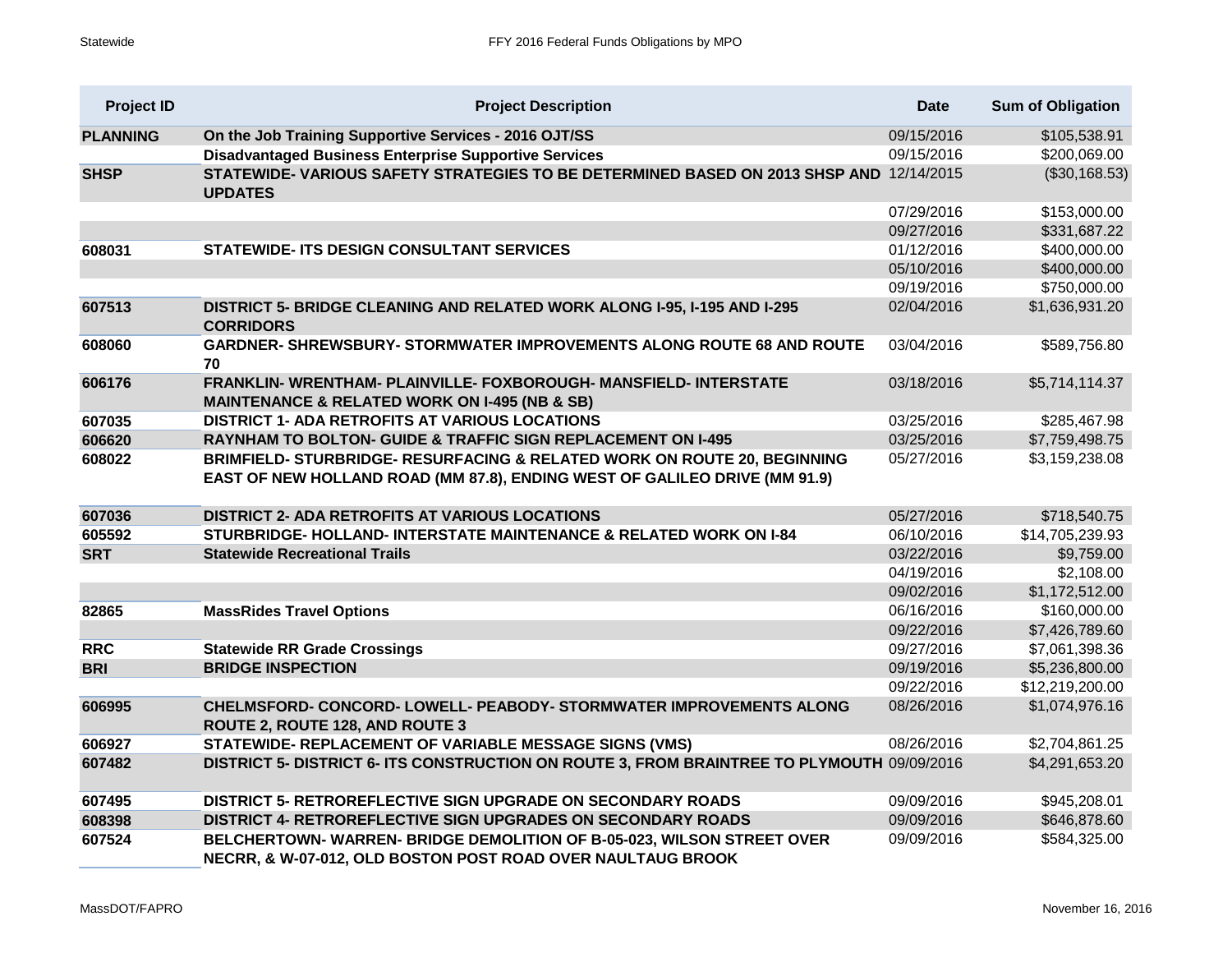| Project ID | Project Description | Date | Sum of Obligation |
|---|---|---|---|
| **PLANNING** | **On the Job Training Supportive Services - 2016 OJT/SS** | 09/15/2016 | $105,538.91 |
| | **Disadvantaged Business Enterprise Supportive Services** | 09/15/2016 | $200,069.00 |
| **SHSP** | **STATEWIDE- VARIOUS SAFETY STRATEGIES TO BE DETERMINED BASED ON 2013 SHSP AND UPDATES** | 12/14/2015 | ($30,168.53) |
| | | 07/29/2016 | $153,000.00 |
| | | 09/27/2016 | $331,687.22 |
| **608031** | **STATEWIDE- ITS DESIGN CONSULTANT SERVICES** | 01/12/2016 | $400,000.00 |
| | | 05/10/2016 | $400,000.00 |
| | | 09/19/2016 | $750,000.00 |
| **607513** | **DISTRICT 5- BRIDGE CLEANING AND RELATED WORK ALONG I-95, I-195 AND I-295 CORRIDORS** | 02/04/2016 | $1,636,931.20 |
| **608060** | **GARDNER- SHREWSBURY- STORMWATER IMPROVEMENTS ALONG ROUTE 68 AND ROUTE 70** | 03/04/2016 | $589,756.80 |
| **606176** | **FRANKLIN- WRENTHAM- PLAINVILLE- FOXBOROUGH- MANSFIELD- INTERSTATE MAINTENANCE & RELATED WORK ON I-495 (NB & SB)** | 03/18/2016 | $5,714,114.37 |
| **607035** | **DISTRICT 1- ADA RETROFITS AT VARIOUS LOCATIONS** | 03/25/2016 | $285,467.98 |
| **606620** | **RAYNHAM TO BOLTON- GUIDE & TRAFFIC SIGN REPLACEMENT ON I-495** | 03/25/2016 | $7,759,498.75 |
| **608022** | **BRIMFIELD- STURBRIDGE- RESURFACING & RELATED WORK ON ROUTE 20, BEGINNING EAST OF NEW HOLLAND ROAD (MM 87.8), ENDING WEST OF GALILEO DRIVE (MM 91.9)** | 05/27/2016 | $3,159,238.08 |
| **607036** | **DISTRICT 2- ADA RETROFITS AT VARIOUS LOCATIONS** | 05/27/2016 | $718,540.75 |
| **605592** | **STURBRIDGE- HOLLAND- INTERSTATE MAINTENANCE & RELATED WORK ON I-84** | 06/10/2016 | $14,705,239.93 |
| **SRT** | **Statewide Recreational Trails** | 03/22/2016 | $9,759.00 |
| | | 04/19/2016 | $2,108.00 |
| | | 09/02/2016 | $1,172,512.00 |
| **82865** | **MassRides Travel Options** | 06/16/2016 | $160,000.00 |
| | | 09/22/2016 | $7,426,789.60 |
| **RRC** | **Statewide RR Grade Crossings** | 09/27/2016 | $7,061,398.36 |
| **BRI** | **BRIDGE INSPECTION** | 09/19/2016 | $5,236,800.00 |
| | | 09/22/2016 | $12,219,200.00 |
| **606995** | **CHELMSFORD- CONCORD- LOWELL- PEABODY- STORMWATER IMPROVEMENTS ALONG ROUTE 2, ROUTE 128, AND ROUTE 3** | 08/26/2016 | $1,074,976.16 |
| **606927** | **STATEWIDE- REPLACEMENT OF VARIABLE MESSAGE SIGNS (VMS)** | 08/26/2016 | $2,704,861.25 |
| **607482** | **DISTRICT 5- DISTRICT 6- ITS CONSTRUCTION ON ROUTE 3, FROM BRAINTREE TO PLYMOUTH** | 09/09/2016 | $4,291,653.20 |
| **607495** | **DISTRICT 5- RETROREFLECTIVE SIGN UPGRADE ON SECONDARY ROADS** | 09/09/2016 | $945,208.01 |
| **608398** | **DISTRICT 4- RETROREFLECTIVE SIGN UPGRADES ON SECONDARY ROADS** | 09/09/2016 | $646,878.60 |
| **607524** | **BELCHERTOWN- WARREN- BRIDGE DEMOLITION OF B-05-023, WILSON STREET OVER NECRR, & W-07-012, OLD BOSTON POST ROAD OVER NAULTAUG BROOK** | 09/09/2016 | $584,325.00 |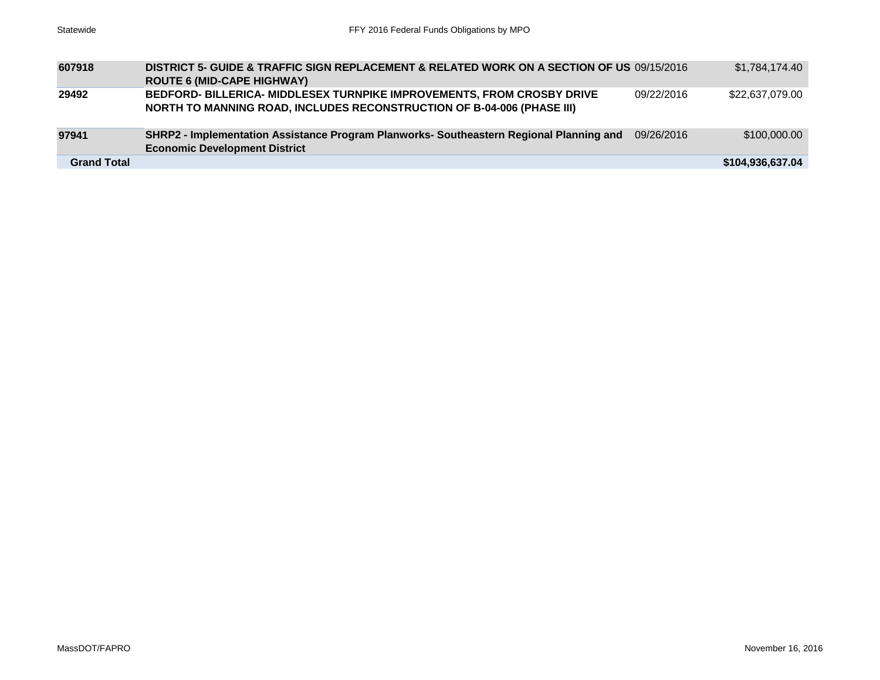| | | | |
|---|---|---|---|
| **607918** | **DISTRICT 5- GUIDE & TRAFFIC SIGN REPLACEMENT & RELATED WORK ON A SECTION OF US ROUTE 6 (MID-CAPE HIGHWAY)** | 09/15/2016 | $1,784,174.40 |
| **29492** | **BEDFORD- BILLERICA- MIDDLESEX TURNPIKE IMPROVEMENTS, FROM CROSBY DRIVE NORTH TO MANNING ROAD, INCLUDES RECONSTRUCTION OF B-04-006 (PHASE III)** | 09/22/2016 | $22,637,079.00 |
| **97941** | **SHRP2 - Implementation Assistance Program Planworks- Southeastern Regional Planning and Economic Development District** | 09/26/2016 | $100,000.00 |
| **Grand Total** | | | **$104,936,637.04** |